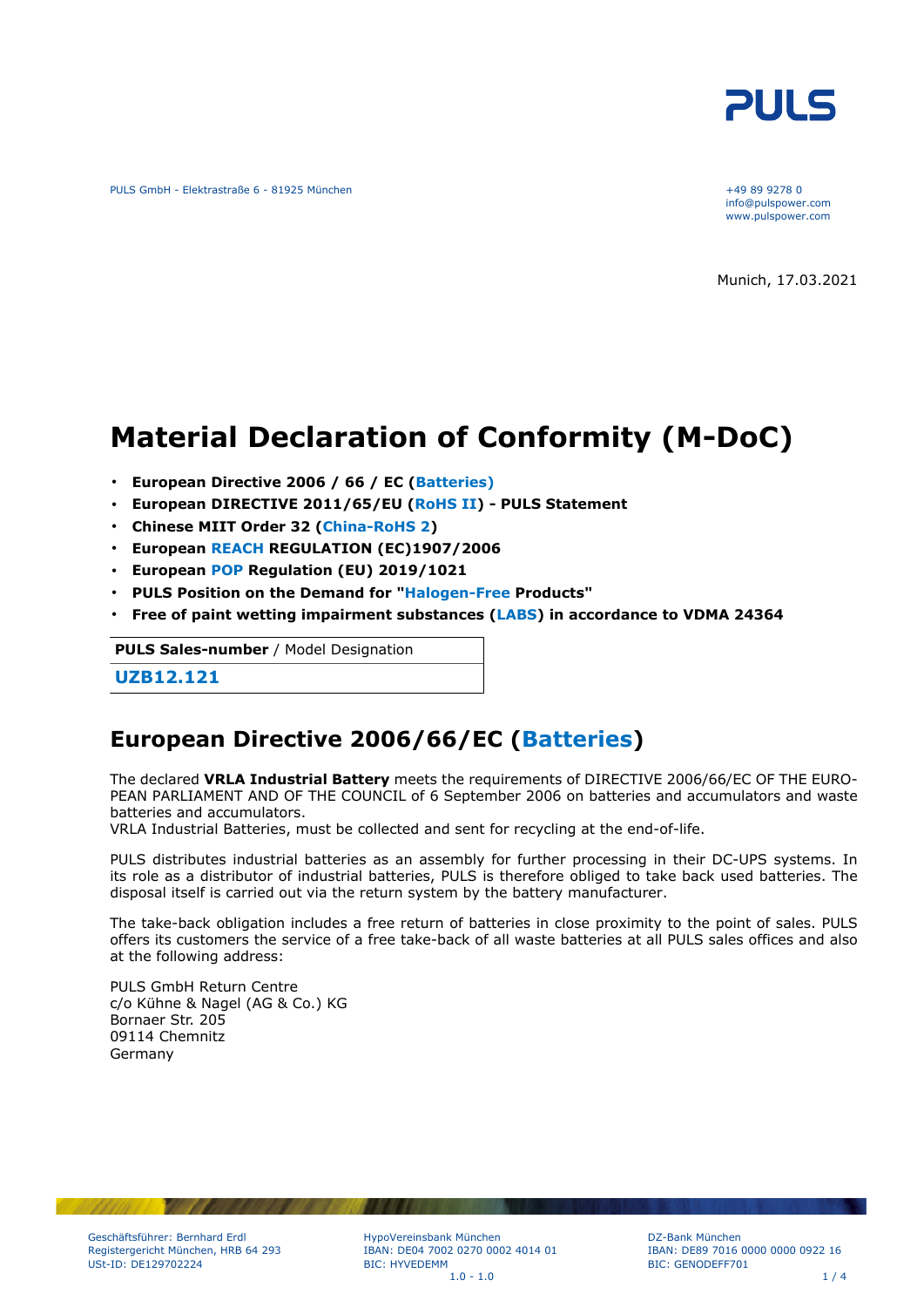PULS GmbH - Elektrastraße 6 - 81925 München

+49 89 9278 0
info@pulspower.com
www.pulspower.com

Munich, 17.03.2021

# Material Declaration of Conformity (M-DoC)

- **European Directive 2006 / 66 / EC (Batteries)**
- **European DIRECTIVE 2011/65/EU (RoHS II) - PULS Statement**
- **Chinese MIIT Order 32 (China-RoHS 2)**
- **European REACH REGULATION (EC)1907/2006**
- **European POP Regulation (EU) 2019/1021**
- **PULS Position on the Demand for "Halogen-Free Products"**
- **Free of paint wetting impairment substances (LABS) in accordance to VDMA 24364**

| **PULS Sales-number** / Model Designation |
| --- |
| **UZB12.121** |

## European Directive 2006/66/EC (Batteries)

The declared **VRLA Industrial Battery** meets the requirements of DIRECTIVE 2006/66/EC OF THE EUROPEAN PARLIAMENT AND OF THE COUNCIL of 6 September 2006 on batteries and accumulators and waste batteries and accumulators.
VRLA Industrial Batteries, must be collected and sent for recycling at the end-of-life.

PULS distributes industrial batteries as an assembly for further processing in their DC-UPS systems. In its role as a distributor of industrial batteries, PULS is therefore obliged to take back used batteries. The disposal itself is carried out via the return system by the battery manufacturer.

The take-back obligation includes a free return of batteries in close proximity to the point of sales. PULS offers its customers the service of a free take-back of all waste batteries at all PULS sales offices and also at the following address:

PULS GmbH Return Centre
c/o Kühne & Nagel (AG & Co.) KG
Bornaer Str. 205
09114 Chemnitz
Germany

Geschäftsführer: Bernhard Erdl
Registergericht München, HRB 64 293
USt-ID: DE129702224

HypoVereinsbank München
IBAN: DE04 7002 0270 0002 4014 01
BIC: HYVEDEMM

DZ-Bank München
IBAN: DE89 7016 0000 0000 0922 16
BIC: GENODEFF701

1.0 - 1.0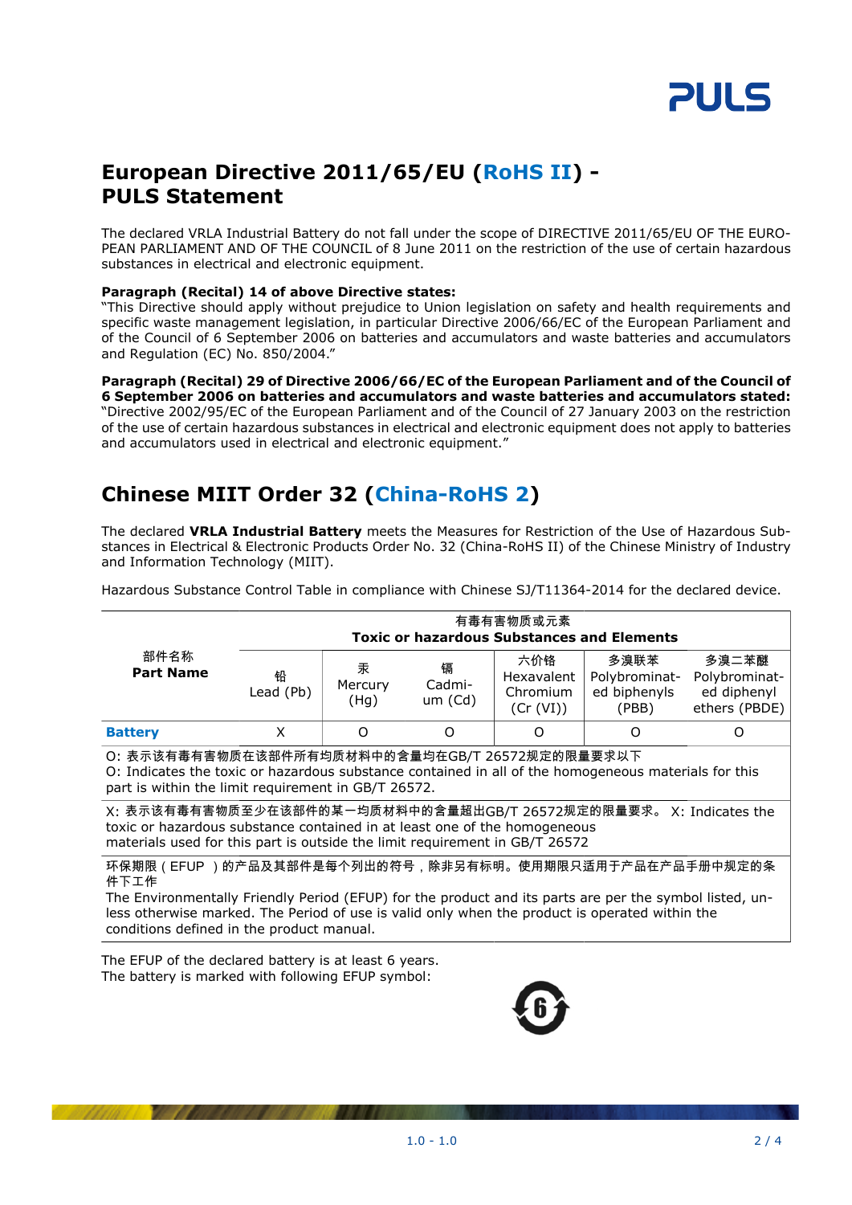# European Directive 2011/65/EU (RoHS II) - PULS Statement

The declared VRLA Industrial Battery do not fall under the scope of DIRECTIVE 2011/65/EU OF THE EUROPEAN PARLIAMENT AND OF THE COUNCIL of 8 June 2011 on the restriction of the use of certain hazardous substances in electrical and electronic equipment.

**Paragraph (Recital) 14 of above Directive states:**
"This Directive should apply without prejudice to Union legislation on safety and health requirements and specific waste management legislation, in particular Directive 2006/66/EC of the European Parliament and of the Council of 6 September 2006 on batteries and accumulators and waste batteries and accumulators and Regulation (EC) No. 850/2004."

**Paragraph (Recital) 29 of Directive 2006/66/EC of the European Parliament and of the Council of 6 September 2006 on batteries and accumulators and waste batteries and accumulators stated:**
"Directive 2002/95/EC of the European Parliament and of the Council of 27 January 2003 on the restriction of the use of certain hazardous substances in electrical and electronic equipment does not apply to batteries and accumulators used in electrical and electronic equipment."

# Chinese MIIT Order 32 (China-RoHS 2)

The declared **VRLA Industrial Battery** meets the Measures for Restriction of the Use of Hazardous Substances in Electrical & Electronic Products Order No. 32 (China-RoHS II) of the Chinese Ministry of Industry and Information Technology (MIIT).

Hazardous Substance Control Table in compliance with Chinese SJ/T11364-2014 for the declared device.

| 部件名称 **Part Name** | 有毒有害物质或元素 **Toxic or hazardous Substances and Elements** | | | | | |
|---|---|---|---|---|---|---|
| | 铅 Lead (Pb) | 汞 Mercury (Hg) | 镉 Cadmium (Cd) | 六价铬 Hexavalent Chromium (Cr (VI)) | 多溴联苯 Polybrominated biphenyls (PBB) | 多溴二苯醚 Polybrominated diphenyl ethers (PBDE) |
| **Battery** | X | O | O | O | O | O |

O: 表示该有毒有害物质在该部件所有均质材料中的含量均在GB/T 26572规定的限量要求以下
O: Indicates the toxic or hazardous substance contained in all of the homogeneous materials for this part is within the limit requirement in GB/T 26572.

X: 表示该有毒有害物质至少在该部件的某一均质材料中的含量超出GB/T 26572规定的限量要求。 X: Indicates the toxic or hazardous substance contained in at least one of the homogeneous materials used for this part is outside the limit requirement in GB/T 26572

环保期限 ( EFUP ) 的产品及其部件是每个列出的符号，除非另有标明。使用期限只适用于产品在产品手册中规定的条件下工作
The Environmentally Friendly Period (EFUP) for the product and its parts are per the symbol listed, unless otherwise marked. The Period of use is valid only when the product is operated within the conditions defined in the product manual.

The EFUP of the declared battery is at least 6 years.
The battery is marked with following EFUP symbol: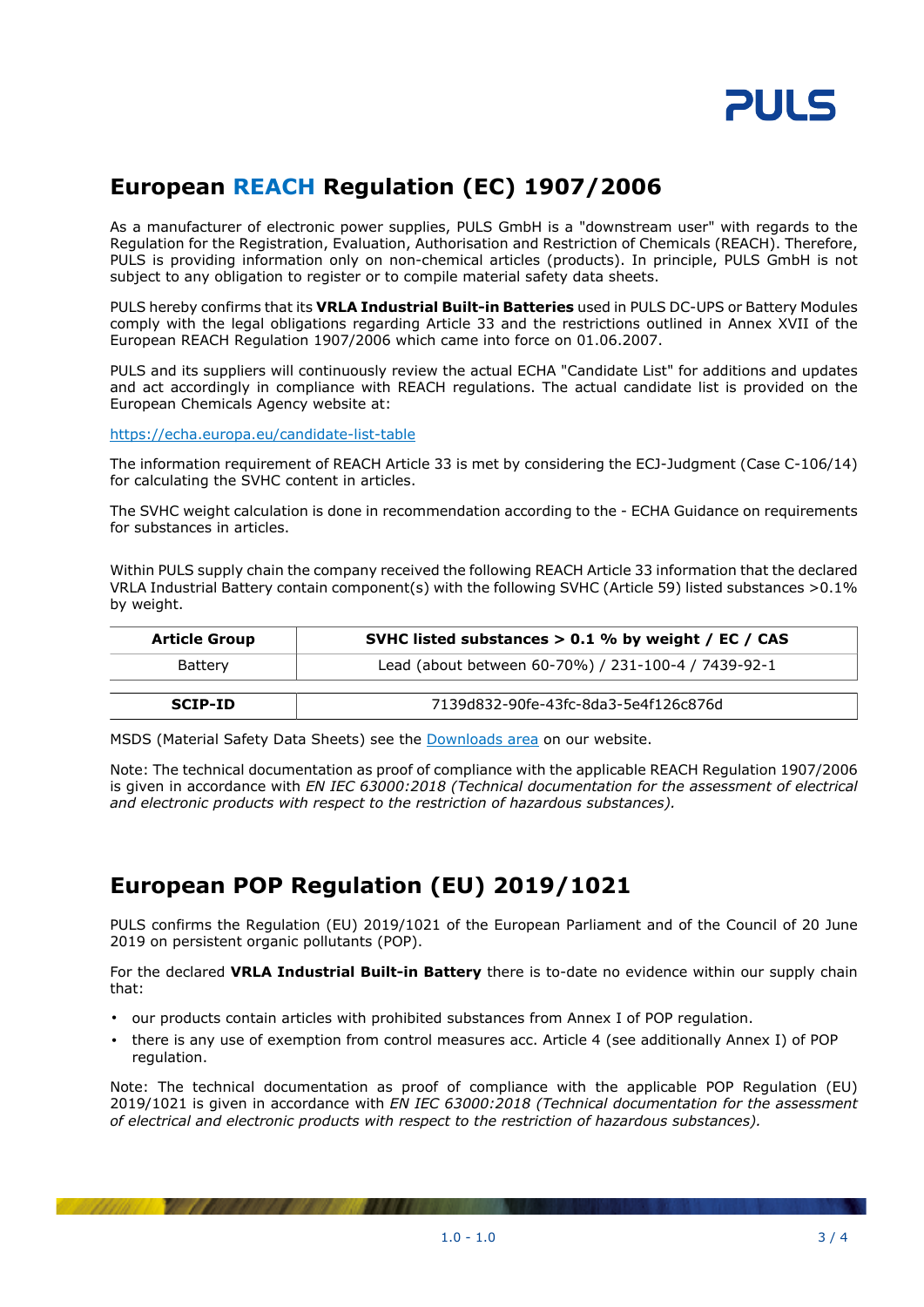## European REACH Regulation (EC) 1907/2006

As a manufacturer of electronic power supplies, PULS GmbH is a "downstream user" with regards to the Regulation for the Registration, Evaluation, Authorisation and Restriction of Chemicals (REACH). Therefore, PULS is providing information only on non-chemical articles (products). In principle, PULS GmbH is not subject to any obligation to register or to compile material safety data sheets.

PULS hereby confirms that its **VRLA Industrial Built-in Batteries** used in PULS DC-UPS or Battery Modules comply with the legal obligations regarding Article 33 and the restrictions outlined in Annex XVII of the European REACH Regulation 1907/2006 which came into force on 01.06.2007.

PULS and its suppliers will continuously review the actual ECHA "Candidate List" for additions and updates and act accordingly in compliance with REACH regulations. The actual candidate list is provided on the European Chemicals Agency website at:

[https://echa.europa.eu/candidate-list-table](https://echa.europa.eu/candidate-list-table)

The information requirement of REACH Article 33 is met by considering the ECJ-Judgment (Case C-106/14) for calculating the SVHC content in articles.

The SVHC weight calculation is done in recommendation according to the - ECHA Guidance on requirements for substances in articles.

Within PULS supply chain the company received the following REACH Article 33 information that the declared VRLA Industrial Battery contain component(s) with the following SVHC (Article 59) listed substances >0.1% by weight.

| Article Group | SVHC listed substances > 0.1 % by weight / EC / CAS |
|---|---|
| Battery | Lead (about between 60-70%) / 231-100-4 / 7439-92-1 |
| **SCIP-ID** | 7139d832-90fe-43fc-8da3-5e4f126c876d |

MSDS (Material Safety Data Sheets) see the Downloads area on our website.

Note: The technical documentation as proof of compliance with the applicable REACH Regulation 1907/2006 is given in accordance with *EN IEC 63000:2018 (Technical documentation for the assessment of electrical and electronic products with respect to the restriction of hazardous substances).*

## European POP Regulation (EU) 2019/1021

PULS confirms the Regulation (EU) 2019/1021 of the European Parliament and of the Council of 20 June 2019 on persistent organic pollutants (POP).

For the declared **VRLA Industrial Built-in Battery** there is to-date no evidence within our supply chain that:

- our products contain articles with prohibited substances from Annex I of POP regulation.
- there is any use of exemption from control measures acc. Article 4 (see additionally Annex I) of POP regulation.

Note: The technical documentation as proof of compliance with the applicable POP Regulation (EU) 2019/1021 is given in accordance with *EN IEC 63000:2018 (Technical documentation for the assessment of electrical and electronic products with respect to the restriction of hazardous substances).*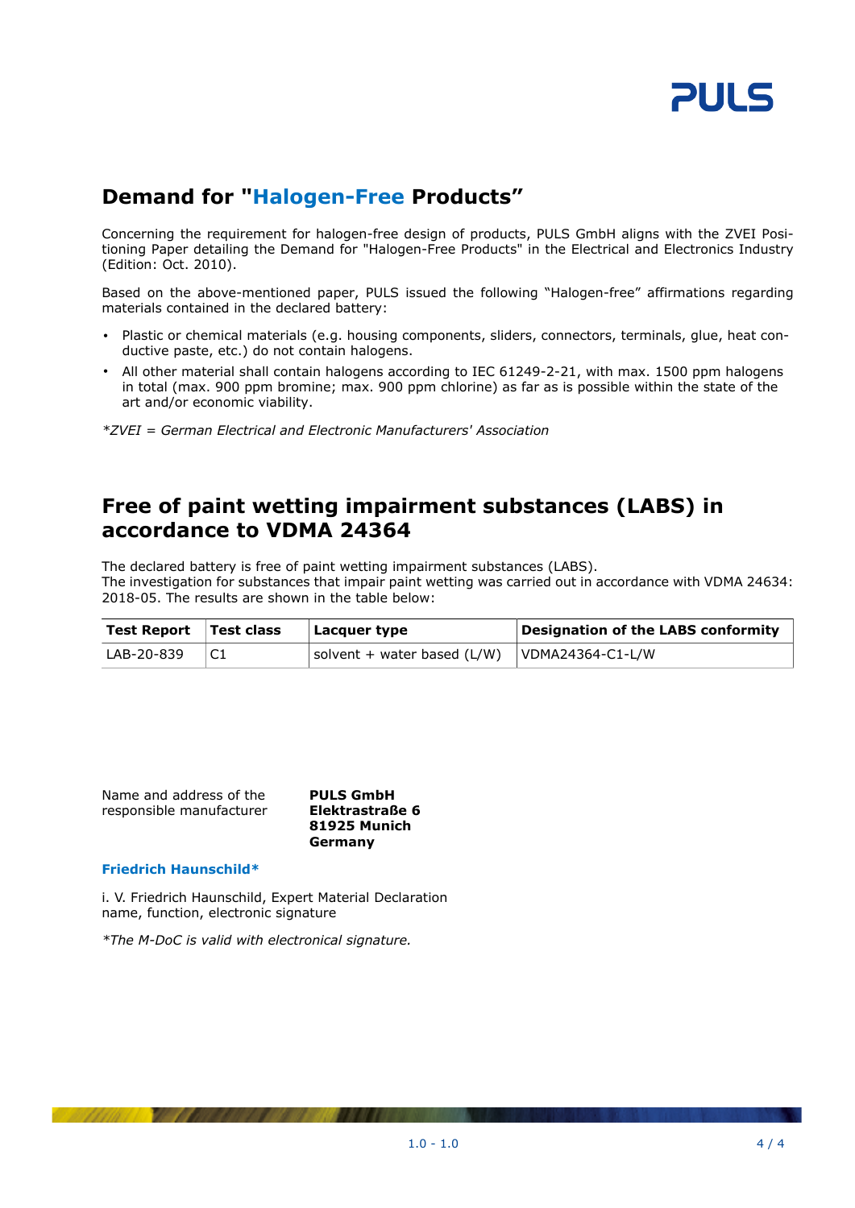## Demand for "Halogen-Free Products”

Concerning the requirement for halogen-free design of products, PULS GmbH aligns with the ZVEI Positioning Paper detailing the Demand for "Halogen-Free Products" in the Electrical and Electronics Industry (Edition: Oct. 2010).

Based on the above-mentioned paper, PULS issued the following “Halogen-free” affirmations regarding materials contained in the declared battery:

- Plastic or chemical materials (e.g. housing components, sliders, connectors, terminals, glue, heat conductive paste, etc.) do not contain halogens.
- All other material shall contain halogens according to IEC 61249-2-21, with max. 1500 ppm halogens in total (max. 900 ppm bromine; max. 900 ppm chlorine) as far as is possible within the state of the art and/or economic viability.

*\*ZVEI = German Electrical and Electronic Manufacturers' Association*

## Free of paint wetting impairment substances (LABS) in accordance to VDMA 24364

The declared battery is free of paint wetting impairment substances (LABS).
The investigation for substances that impair paint wetting was carried out in accordance with VDMA 24634: 2018-05. The results are shown in the table below:

| Test Report | Test class | Lacquer type | Designation of the LABS conformity |
|---|---|---|---|
| LAB-20-839 | C1 | solvent + water based (L/W) | VDMA24364-C1-L/W |

Name and address of the responsible manufacturer

**PULS GmbH**
**Elektrastraße 6**
**81925 Munich**
**Germany**

**Friedrich Haunschild\***

i. V. Friedrich Haunschild, Expert Material Declaration
name, function, electronic signature

*\*The M-DoC is valid with electronical signature.*

1.0 - 1.0